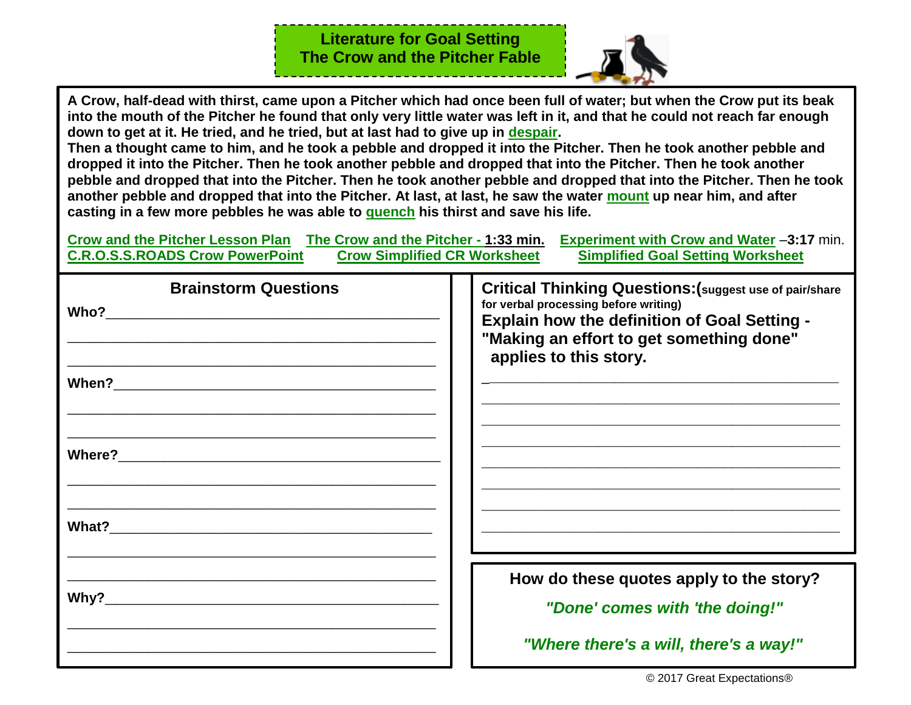# Literature for Goal Setting
# The Crow and the Pitcher Fable

**A Crow, half-dead with thirst, came upon a Pitcher which had once been full of water; but when the Crow put its beak into the mouth of the Pitcher he found that only very little water was left in it, and that he could not reach far enough down to get at it. He tried, and he tried, but at last had to give up in despair.**
**Then a thought came to him, and he took a pebble and dropped it into the Pitcher. Then he took another pebble and dropped it into the Pitcher. Then he took another pebble and dropped that into the Pitcher. Then he took another pebble and dropped that into the Pitcher. Then he took another pebble and dropped that into the Pitcher. Then he took another pebble and dropped that into the Pitcher. At last, at last, he saw the water mount up near him, and after casting in a few more pebbles he was able to quench his thirst and save his life.**

Crow and the Pitcher Lesson Plan | The Crow and the Pitcher - **1:33 min.** | Experiment with Crow and Water –**3:17** min.
C.R.O.S.S.ROADS Crow PowerPoint | Crow Simplified CR Worksheet | Simplified Goal Setting Worksheet

## Brainstorm Questions

**Who?**______________________________________________

______________________________________________

______________________________________________

**When?**______________________________________________

______________________________________________

______________________________________________

**Where?**______________________________________________

______________________________________________

______________________________________________

**What?**______________________________________________

______________________________________________

______________________________________________

**Why?**______________________________________________

______________________________________________

______________________________________________

## Critical Thinking Questions: (suggest use of pair/share for verbal processing before writing)

**Explain how the definition of Goal Setting - "Making an effort to get something done" applies to this story.**

______________________________________________

______________________________________________

______________________________________________

______________________________________________

______________________________________________

______________________________________________

______________________________________________

______________________________________________

## How do these quotes apply to the story?

***"Done' comes with 'the doing!"***

***"Where there's a will, there's a way!"***

© 2017 Great Expectations®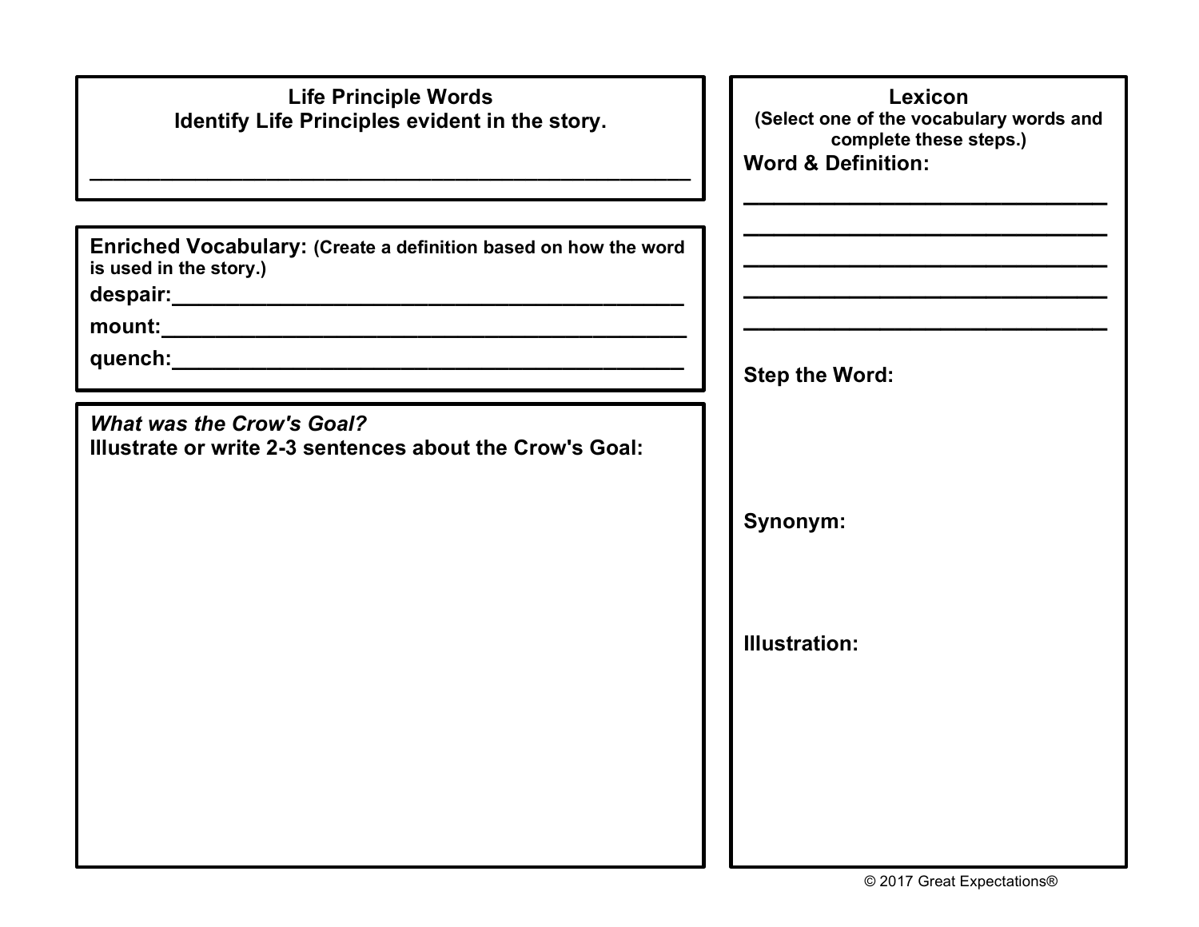**Life Principle Words**
**Identify Life Principles evident in the story.**

______________________________________________

**Enriched Vocabulary:** **(Create a definition based on how the word is used in the story.)**

**despair:**__________________________________________

**mount:**___________________________________________

**quench:**__________________________________________

***What was the Crow's Goal?***
**Illustrate or write 2-3 sentences about the Crow's Goal:**

**Lexicon**
**(Select one of the vocabulary words and complete these steps.)**

**Word & Definition:**

______________________________

______________________________

______________________________

______________________________

______________________________

**Step the Word:**

**Synonym:**

**Illustration:**

© 2017 Great Expectations®